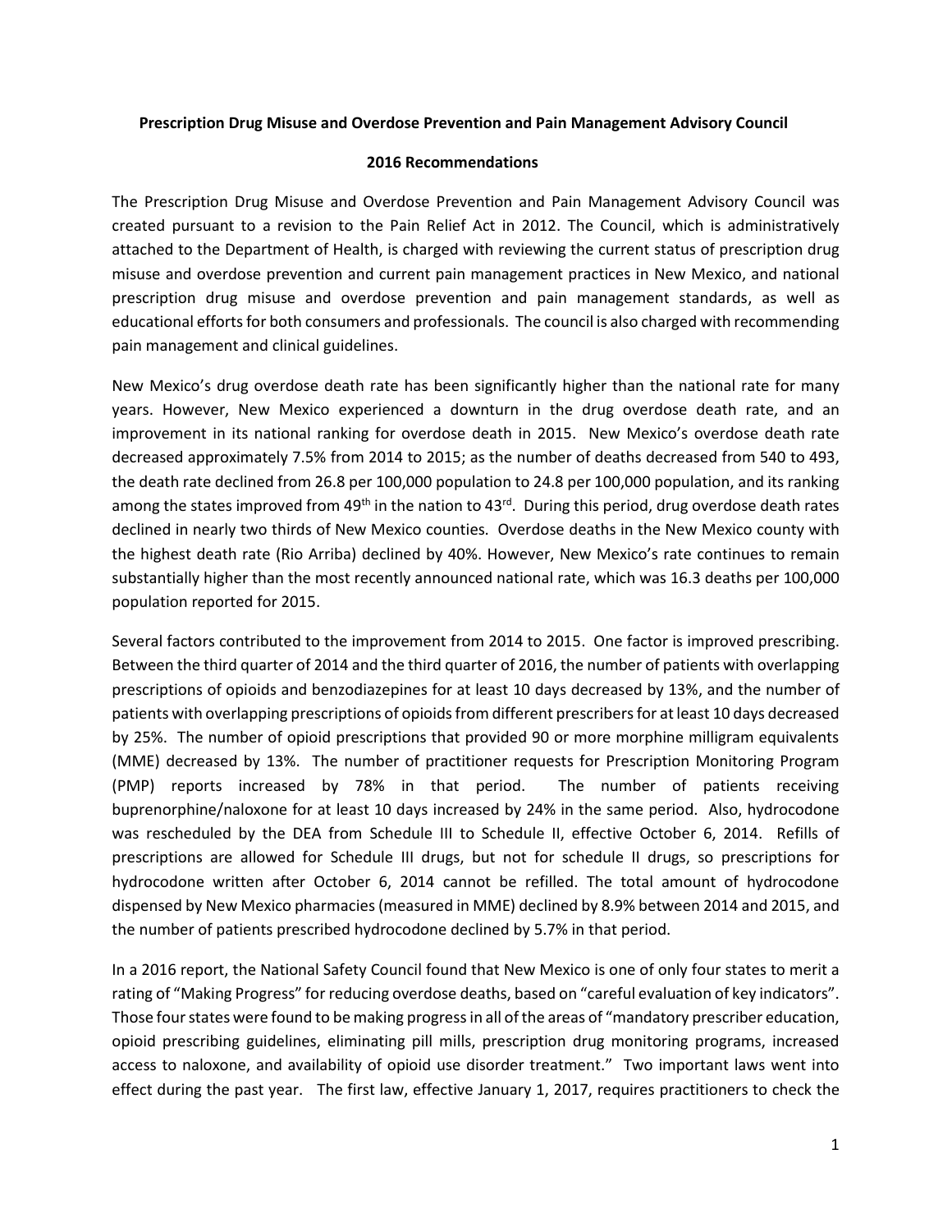**Prescription Drug Misuse and Overdose Prevention and Pain Management Advisory Council**

**2016 Recommendations**

The Prescription Drug Misuse and Overdose Prevention and Pain Management Advisory Council was created pursuant to a revision to the Pain Relief Act in 2012. The Council, which is administratively attached to the Department of Health, is charged with reviewing the current status of prescription drug misuse and overdose prevention and current pain management practices in New Mexico, and national prescription drug misuse and overdose prevention and pain management standards, as well as educational efforts for both consumers and professionals. The council is also charged with recommending pain management and clinical guidelines.

New Mexico's drug overdose death rate has been significantly higher than the national rate for many years. However, New Mexico experienced a downturn in the drug overdose death rate, and an improvement in its national ranking for overdose death in 2015. New Mexico's overdose death rate decreased approximately 7.5% from 2014 to 2015; as the number of deaths decreased from 540 to 493, the death rate declined from 26.8 per 100,000 population to 24.8 per 100,000 population, and its ranking among the states improved from 49th in the nation to 43rd. During this period, drug overdose death rates declined in nearly two thirds of New Mexico counties. Overdose deaths in the New Mexico county with the highest death rate (Rio Arriba) declined by 40%. However, New Mexico's rate continues to remain substantially higher than the most recently announced national rate, which was 16.3 deaths per 100,000 population reported for 2015.

Several factors contributed to the improvement from 2014 to 2015. One factor is improved prescribing. Between the third quarter of 2014 and the third quarter of 2016, the number of patients with overlapping prescriptions of opioids and benzodiazepines for at least 10 days decreased by 13%, and the number of patients with overlapping prescriptions of opioids from different prescribers for at least 10 days decreased by 25%. The number of opioid prescriptions that provided 90 or more morphine milligram equivalents (MME) decreased by 13%. The number of practitioner requests for Prescription Monitoring Program (PMP) reports increased by 78% in that period. The number of patients receiving buprenorphine/naloxone for at least 10 days increased by 24% in the same period. Also, hydrocodone was rescheduled by the DEA from Schedule III to Schedule II, effective October 6, 2014. Refills of prescriptions are allowed for Schedule III drugs, but not for schedule II drugs, so prescriptions for hydrocodone written after October 6, 2014 cannot be refilled. The total amount of hydrocodone dispensed by New Mexico pharmacies (measured in MME) declined by 8.9% between 2014 and 2015, and the number of patients prescribed hydrocodone declined by 5.7% in that period.

In a 2016 report, the National Safety Council found that New Mexico is one of only four states to merit a rating of "Making Progress" for reducing overdose deaths, based on "careful evaluation of key indicators". Those four states were found to be making progress in all of the areas of "mandatory prescriber education, opioid prescribing guidelines, eliminating pill mills, prescription drug monitoring programs, increased access to naloxone, and availability of opioid use disorder treatment." Two important laws went into effect during the past year. The first law, effective January 1, 2017, requires practitioners to check the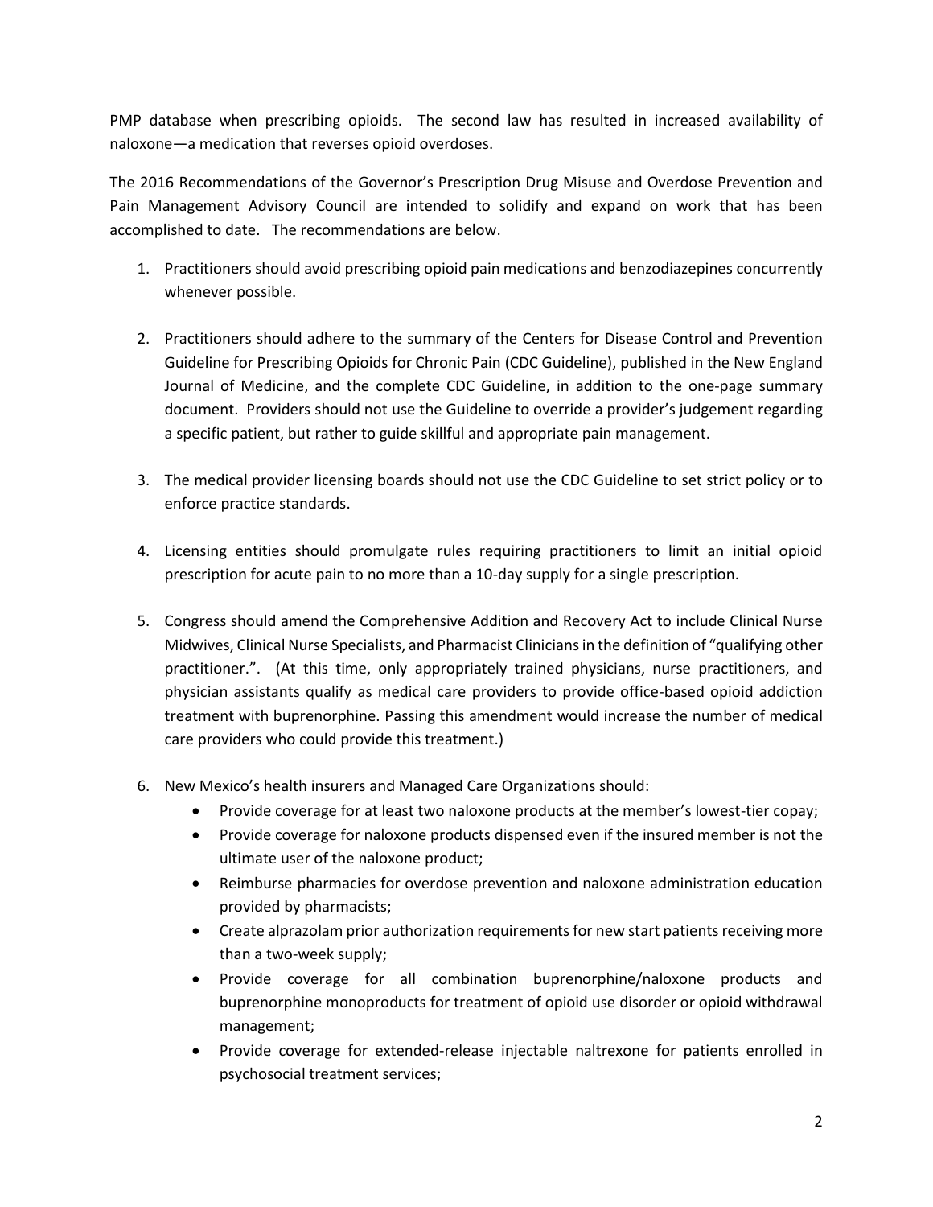PMP database when prescribing opioids. The second law has resulted in increased availability of naloxone—a medication that reverses opioid overdoses.

The 2016 Recommendations of the Governor's Prescription Drug Misuse and Overdose Prevention and Pain Management Advisory Council are intended to solidify and expand on work that has been accomplished to date. The recommendations are below.

1. Practitioners should avoid prescribing opioid pain medications and benzodiazepines concurrently whenever possible.

2. Practitioners should adhere to the summary of the Centers for Disease Control and Prevention Guideline for Prescribing Opioids for Chronic Pain (CDC Guideline), published in the New England Journal of Medicine, and the complete CDC Guideline, in addition to the one-page summary document. Providers should not use the Guideline to override a provider's judgement regarding a specific patient, but rather to guide skillful and appropriate pain management.

3. The medical provider licensing boards should not use the CDC Guideline to set strict policy or to enforce practice standards.

4. Licensing entities should promulgate rules requiring practitioners to limit an initial opioid prescription for acute pain to no more than a 10-day supply for a single prescription.

5. Congress should amend the Comprehensive Addition and Recovery Act to include Clinical Nurse Midwives, Clinical Nurse Specialists, and Pharmacist Clinicians in the definition of "qualifying other practitioner.". (At this time, only appropriately trained physicians, nurse practitioners, and physician assistants qualify as medical care providers to provide office-based opioid addiction treatment with buprenorphine. Passing this amendment would increase the number of medical care providers who could provide this treatment.)

6. New Mexico's health insurers and Managed Care Organizations should:
   - Provide coverage for at least two naloxone products at the member's lowest-tier copay;
   - Provide coverage for naloxone products dispensed even if the insured member is not the ultimate user of the naloxone product;
   - Reimburse pharmacies for overdose prevention and naloxone administration education provided by pharmacists;
   - Create alprazolam prior authorization requirements for new start patients receiving more than a two-week supply;
   - Provide coverage for all combination buprenorphine/naloxone products and buprenorphine monoproducts for treatment of opioid use disorder or opioid withdrawal management;
   - Provide coverage for extended-release injectable naltrexone for patients enrolled in psychosocial treatment services;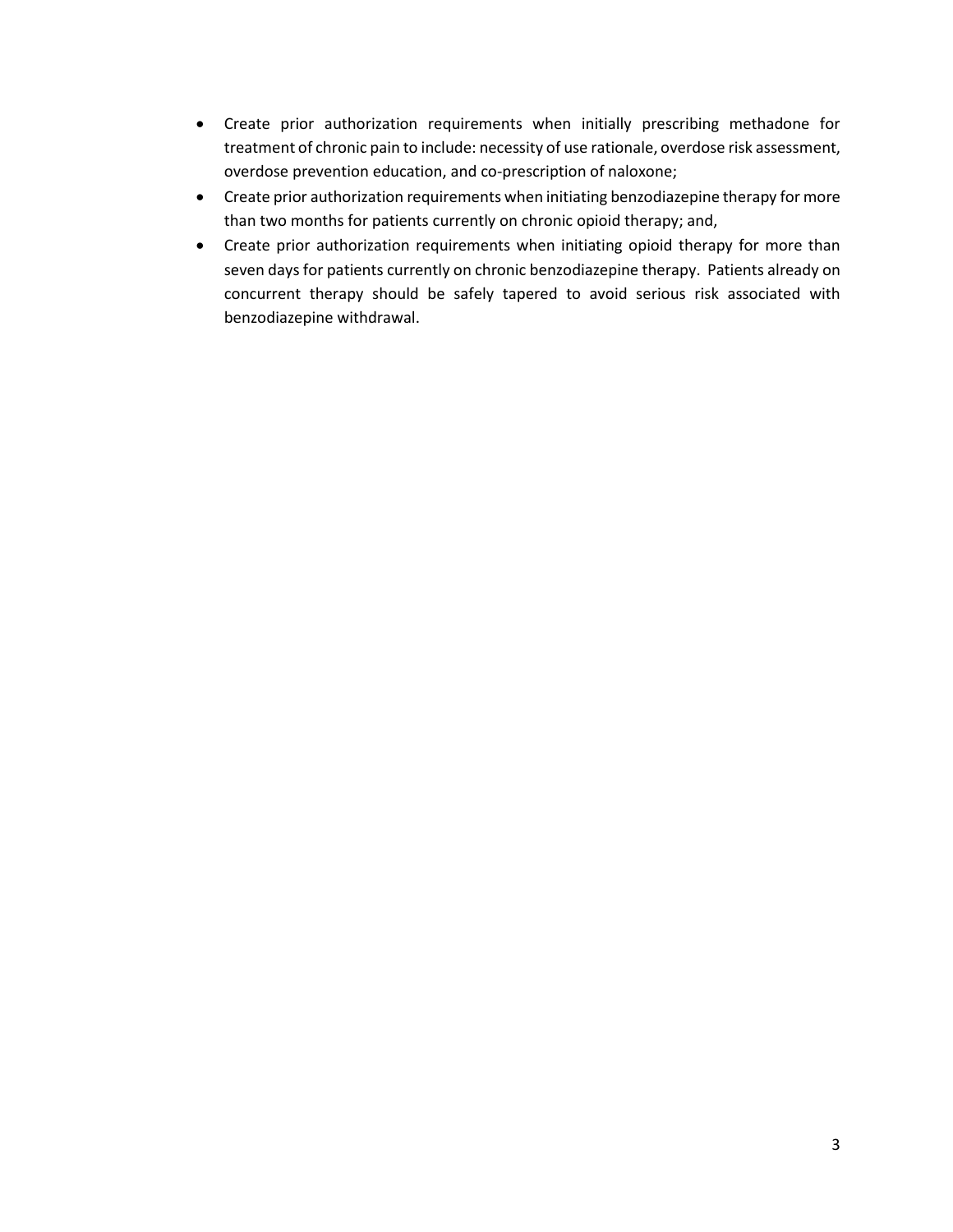- Create prior authorization requirements when initially prescribing methadone for treatment of chronic pain to include: necessity of use rationale, overdose risk assessment, overdose prevention education, and co-prescription of naloxone;
- Create prior authorization requirements when initiating benzodiazepine therapy for more than two months for patients currently on chronic opioid therapy; and,
- Create prior authorization requirements when initiating opioid therapy for more than seven days for patients currently on chronic benzodiazepine therapy. Patients already on concurrent therapy should be safely tapered to avoid serious risk associated with benzodiazepine withdrawal.